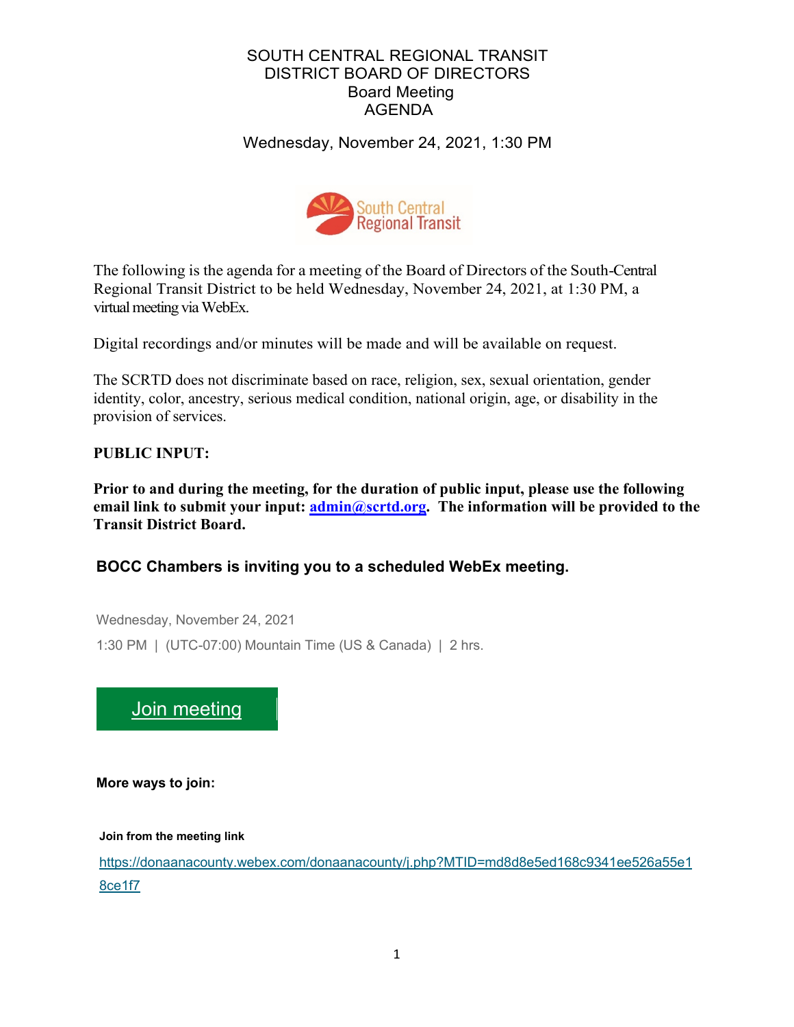# SOUTH CENTRAL REGIONAL TRANSIT DISTRICT BOARD OF DIRECTORS
## Board Meeting
## AGENDA

Wednesday, November 24, 2021, 1:30 PM

South Central Regional Transit

The following is the agenda for a meeting of the Board of Directors of the South-Central Regional Transit District to be held Wednesday, November 24, 2021, at 1:30 PM, a virtual meeting via WebEx.

Digital recordings and/or minutes will be made and will be available on request.

The SCRTD does not discriminate based on race, religion, sex, sexual orientation, gender identity, color, ancestry, serious medical condition, national origin, age, or disability in the provision of services.

**PUBLIC INPUT:**

**Prior to and during the meeting, for the duration of public input, please use the following email link to submit your input: [admin@scrtd.org](mailto:admin@scrtd.org). The information will be provided to the Transit District Board.**

**BOCC Chambers is inviting you to a scheduled WebEx meeting.**

Wednesday, November 24, 2021

1:30 PM | (UTC-07:00) Mountain Time (US & Canada) | 2 hrs.

Join meeting

**More ways to join:**

**Join from the meeting link**

https://donaanacounty.webex.com/donaanacounty/j.php?MTID=md8d8e5ed168c9341ee526a55e18ce1f7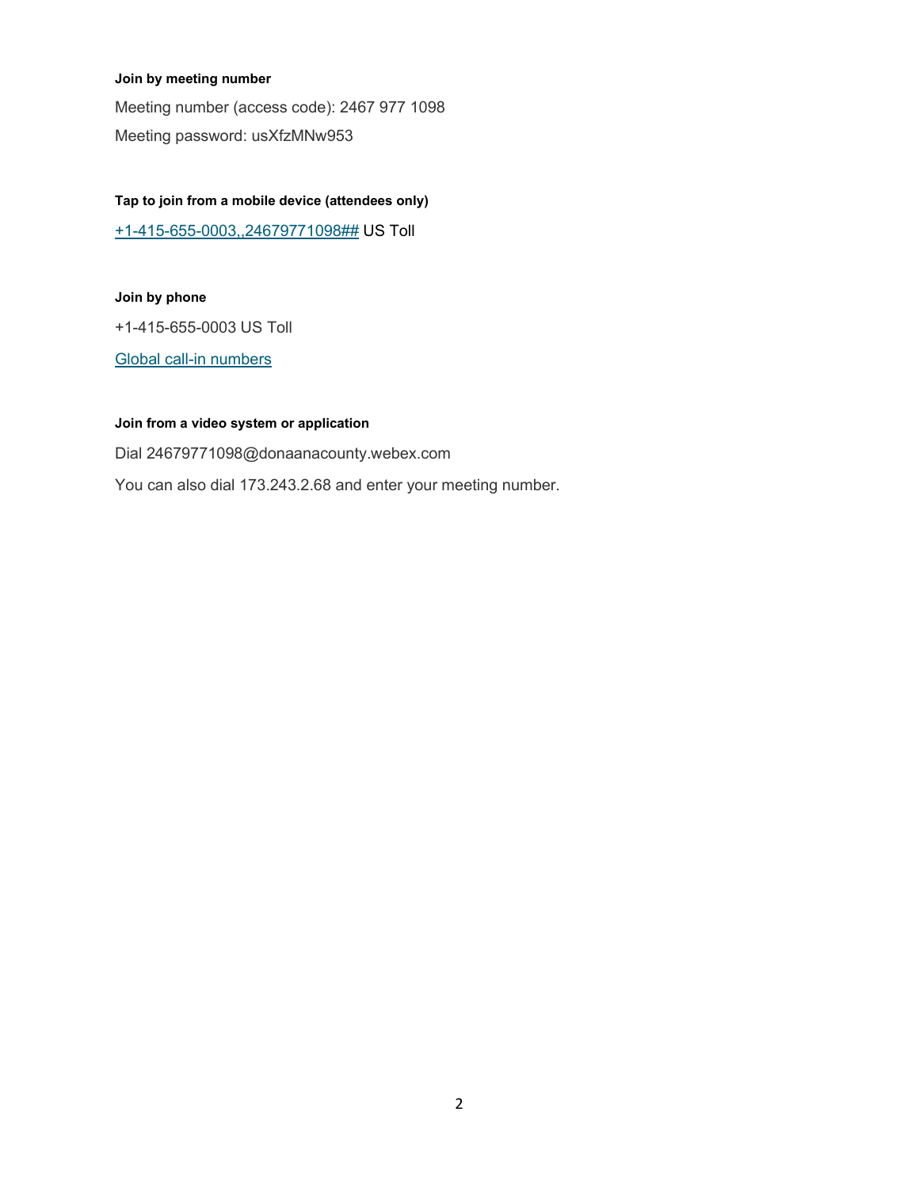**Join by meeting number**

Meeting number (access code): 2467 977 1098

Meeting password: usXfzMNw953

**Tap to join from a mobile device (attendees only)**

+1-415-655-0003,,24679771098## US Toll

**Join by phone**

+1-415-655-0003 US Toll

Global call-in numbers

**Join from a video system or application**

Dial 24679771098@donaanacounty.webex.com

You can also dial 173.243.2.68 and enter your meeting number.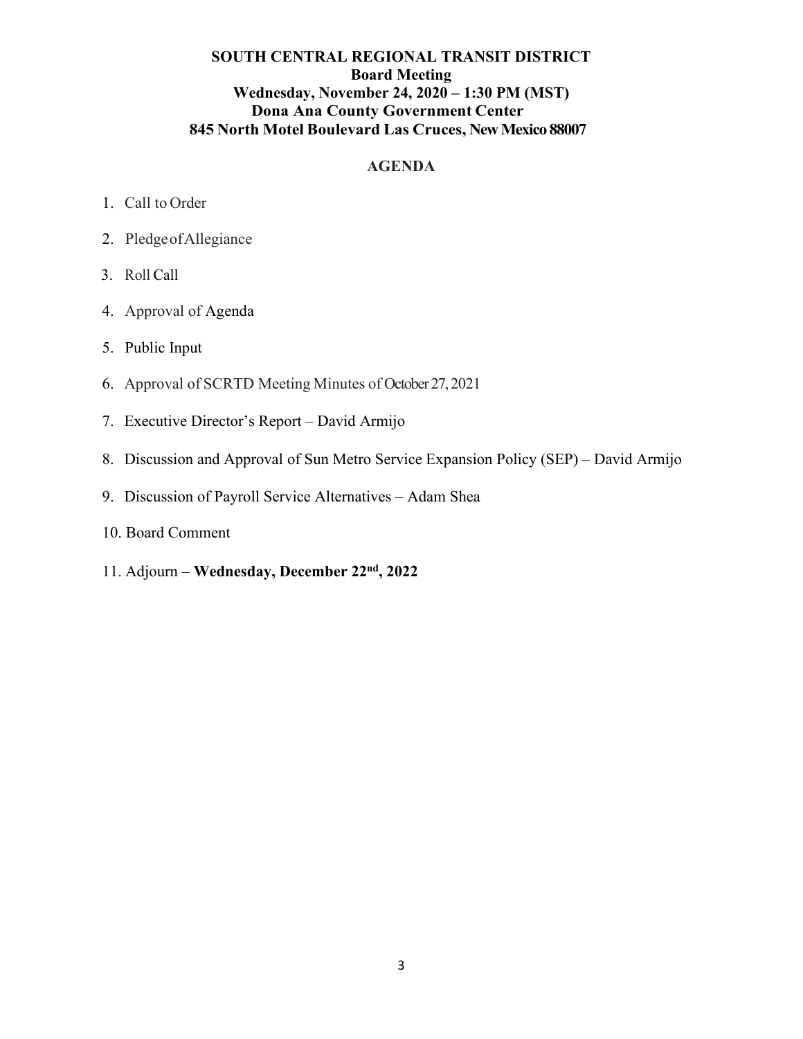**SOUTH CENTRAL REGIONAL TRANSIT DISTRICT**
**Board Meeting**
**Wednesday, November 24, 2020 – 1:30 PM (MST)**
**Dona Ana County Government Center**
**845 North Motel Boulevard Las Cruces, New Mexico 88007**

## AGENDA

1. Call to Order
2. Pledge of Allegiance
3. Roll Call
4. Approval of Agenda
5. Public Input
6. Approval of SCRTD Meeting Minutes of October 27, 2021
7. Executive Director's Report – David Armijo
8. Discussion and Approval of Sun Metro Service Expansion Policy (SEP) – David Armijo
9. Discussion of Payroll Service Alternatives – Adam Shea
10. Board Comment
11. Adjourn – **Wednesday, December 22nd, 2022**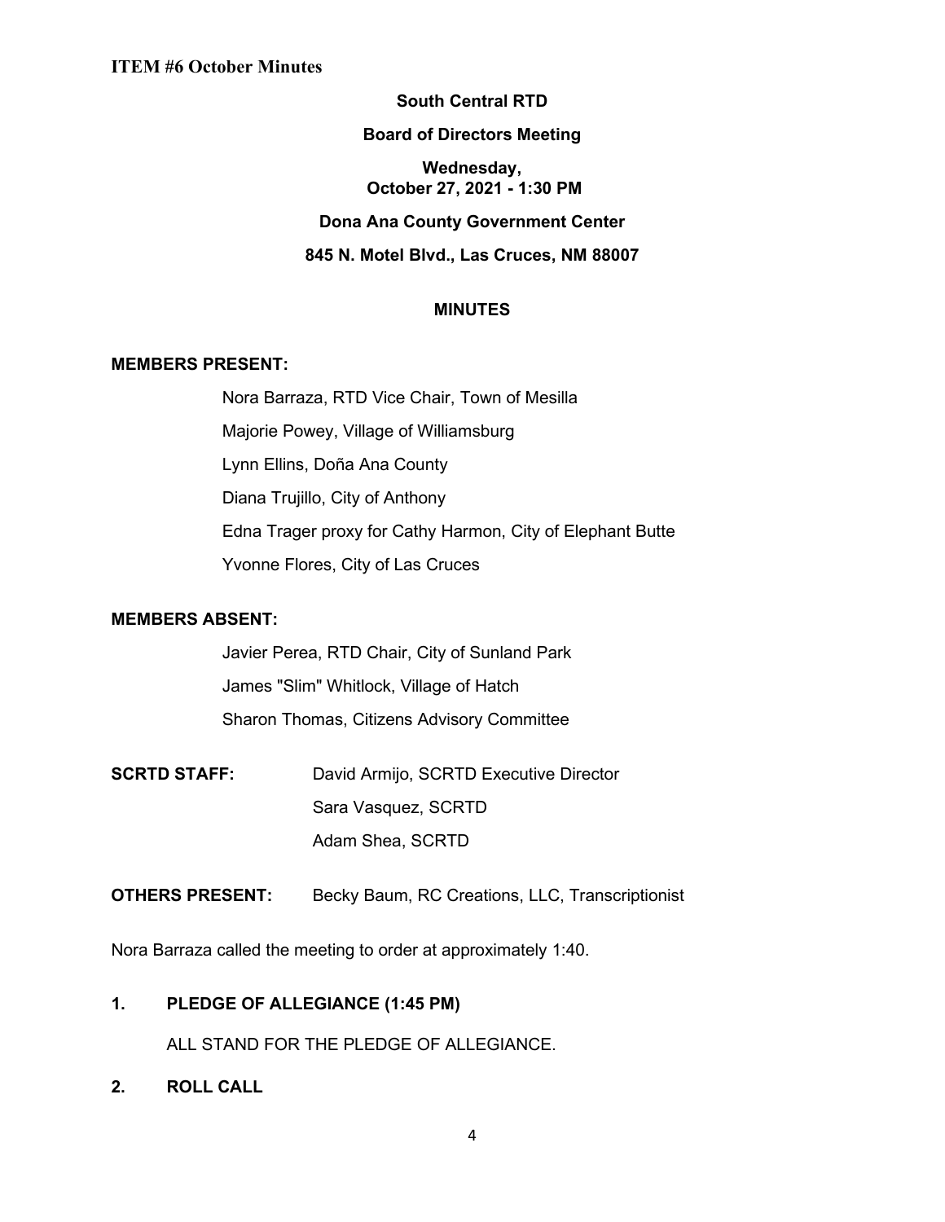**ITEM #6 October Minutes**

**South Central RTD**

**Board of Directors Meeting**

**Wednesday,**
**October 27, 2021 - 1:30 PM**

**Dona Ana County Government Center**

**845 N. Motel Blvd., Las Cruces, NM 88007**

**MINUTES**

**MEMBERS PRESENT:**

Nora Barraza, RTD Vice Chair, Town of Mesilla
Majorie Powey, Village of Williamsburg
Lynn Ellins, Doña Ana County
Diana Trujillo, City of Anthony
Edna Trager proxy for Cathy Harmon, City of Elephant Butte
Yvonne Flores, City of Las Cruces

**MEMBERS ABSENT:**

Javier Perea, RTD Chair, City of Sunland Park
James "Slim" Whitlock, Village of Hatch
Sharon Thomas, Citizens Advisory Committee

**SCRTD STAFF:** David Armijo, SCRTD Executive Director
Sara Vasquez, SCRTD
Adam Shea, SCRTD

**OTHERS PRESENT:** Becky Baum, RC Creations, LLC, Transcriptionist

Nora Barraza called the meeting to order at approximately 1:40.

**1. PLEDGE OF ALLEGIANCE (1:45 PM)**

ALL STAND FOR THE PLEDGE OF ALLEGIANCE.

**2. ROLL CALL**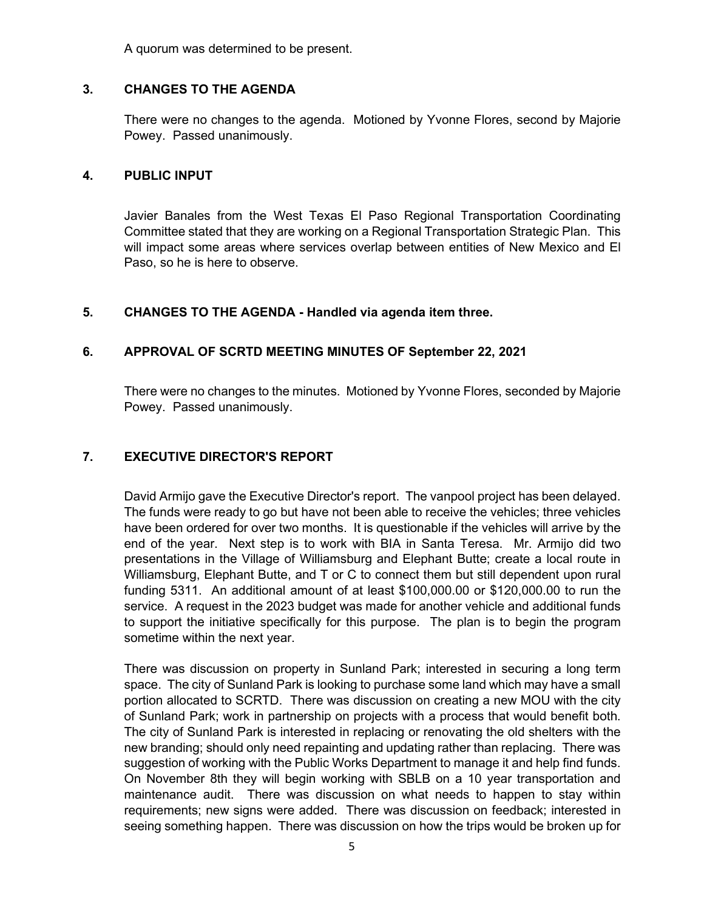A quorum was determined to be present.

## 3. CHANGES TO THE AGENDA

There were no changes to the agenda. Motioned by Yvonne Flores, second by Majorie Powey. Passed unanimously.

## 4. PUBLIC INPUT

Javier Banales from the West Texas El Paso Regional Transportation Coordinating Committee stated that they are working on a Regional Transportation Strategic Plan. This will impact some areas where services overlap between entities of New Mexico and El Paso, so he is here to observe.

## 5. CHANGES TO THE AGENDA - Handled via agenda item three.

## 6. APPROVAL OF SCRTD MEETING MINUTES OF September 22, 2021

There were no changes to the minutes. Motioned by Yvonne Flores, seconded by Majorie Powey. Passed unanimously.

## 7. EXECUTIVE DIRECTOR'S REPORT

David Armijo gave the Executive Director's report. The vanpool project has been delayed. The funds were ready to go but have not been able to receive the vehicles; three vehicles have been ordered for over two months. It is questionable if the vehicles will arrive by the end of the year. Next step is to work with BIA in Santa Teresa. Mr. Armijo did two presentations in the Village of Williamsburg and Elephant Butte; create a local route in Williamsburg, Elephant Butte, and T or C to connect them but still dependent upon rural funding 5311. An additional amount of at least $100,000.00 or $120,000.00 to run the service. A request in the 2023 budget was made for another vehicle and additional funds to support the initiative specifically for this purpose. The plan is to begin the program sometime within the next year.

There was discussion on property in Sunland Park; interested in securing a long term space. The city of Sunland Park is looking to purchase some land which may have a small portion allocated to SCRTD. There was discussion on creating a new MOU with the city of Sunland Park; work in partnership on projects with a process that would benefit both. The city of Sunland Park is interested in replacing or renovating the old shelters with the new branding; should only need repainting and updating rather than replacing. There was suggestion of working with the Public Works Department to manage it and help find funds. On November 8th they will begin working with SBLB on a 10 year transportation and maintenance audit. There was discussion on what needs to happen to stay within requirements; new signs were added. There was discussion on feedback; interested in seeing something happen. There was discussion on how the trips would be broken up for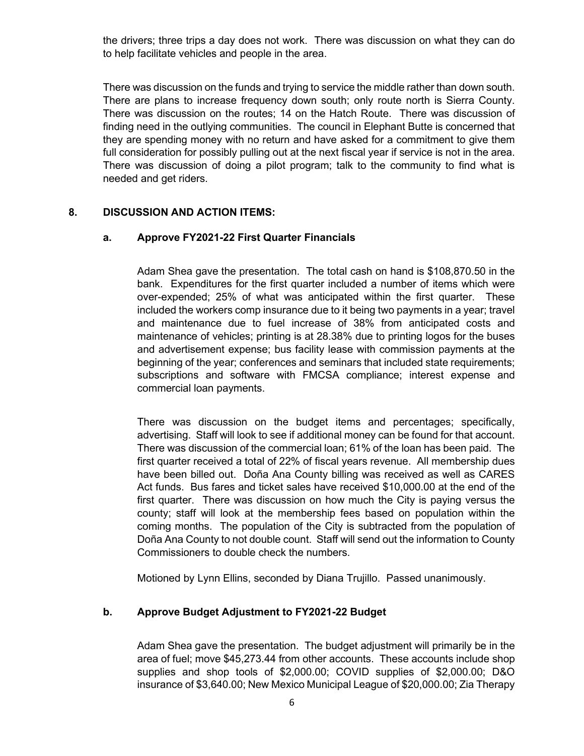the drivers; three trips a day does not work. There was discussion on what they can do to help facilitate vehicles and people in the area.

There was discussion on the funds and trying to service the middle rather than down south. There are plans to increase frequency down south; only route north is Sierra County. There was discussion on the routes; 14 on the Hatch Route. There was discussion of finding need in the outlying communities. The council in Elephant Butte is concerned that they are spending money with no return and have asked for a commitment to give them full consideration for possibly pulling out at the next fiscal year if service is not in the area. There was discussion of doing a pilot program; talk to the community to find what is needed and get riders.

## 8. DISCUSSION AND ACTION ITEMS:

### a. Approve FY2021-22 First Quarter Financials

Adam Shea gave the presentation. The total cash on hand is $108,870.50 in the bank. Expenditures for the first quarter included a number of items which were over-expended; 25% of what was anticipated within the first quarter. These included the workers comp insurance due to it being two payments in a year; travel and maintenance due to fuel increase of 38% from anticipated costs and maintenance of vehicles; printing is at 28.38% due to printing logos for the buses and advertisement expense; bus facility lease with commission payments at the beginning of the year; conferences and seminars that included state requirements; subscriptions and software with FMCSA compliance; interest expense and commercial loan payments.

There was discussion on the budget items and percentages; specifically, advertising. Staff will look to see if additional money can be found for that account. There was discussion of the commercial loan; 61% of the loan has been paid. The first quarter received a total of 22% of fiscal years revenue. All membership dues have been billed out. Doña Ana County billing was received as well as CARES Act funds. Bus fares and ticket sales have received $10,000.00 at the end of the first quarter. There was discussion on how much the City is paying versus the county; staff will look at the membership fees based on population within the coming months. The population of the City is subtracted from the population of Doña Ana County to not double count. Staff will send out the information to County Commissioners to double check the numbers.

Motioned by Lynn Ellins, seconded by Diana Trujillo. Passed unanimously.

### b. Approve Budget Adjustment to FY2021-22 Budget

Adam Shea gave the presentation. The budget adjustment will primarily be in the area of fuel; move $45,273.44 from other accounts. These accounts include shop supplies and shop tools of $2,000.00; COVID supplies of $2,000.00; D&O insurance of $3,640.00; New Mexico Municipal League of $20,000.00; Zia Therapy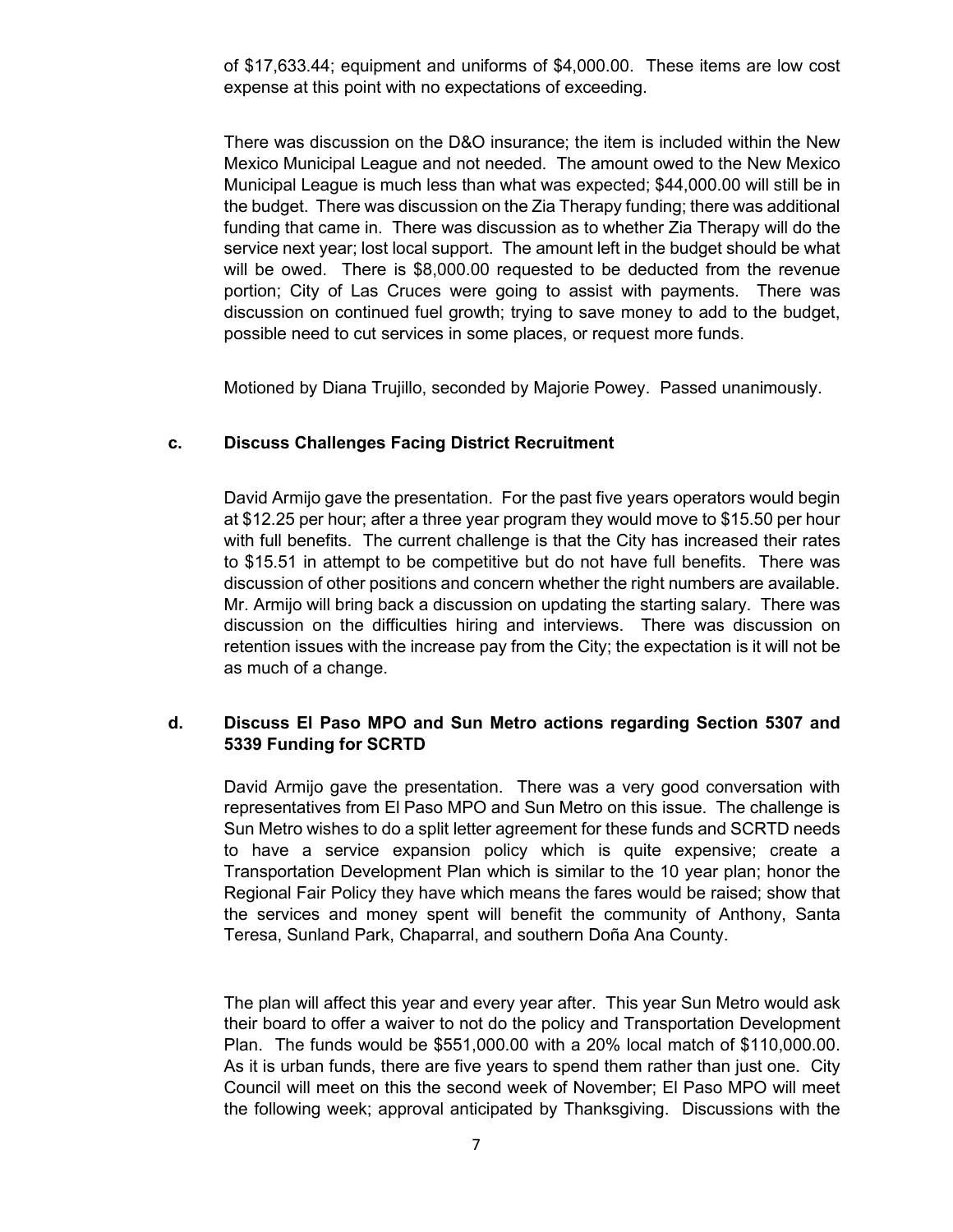of $17,633.44; equipment and uniforms of $4,000.00. These items are low cost expense at this point with no expectations of exceeding.

There was discussion on the D&O insurance; the item is included within the New Mexico Municipal League and not needed. The amount owed to the New Mexico Municipal League is much less than what was expected; $44,000.00 will still be in the budget. There was discussion on the Zia Therapy funding; there was additional funding that came in. There was discussion as to whether Zia Therapy will do the service next year; lost local support. The amount left in the budget should be what will be owed. There is $8,000.00 requested to be deducted from the revenue portion; City of Las Cruces were going to assist with payments. There was discussion on continued fuel growth; trying to save money to add to the budget, possible need to cut services in some places, or request more funds.

Motioned by Diana Trujillo, seconded by Majorie Powey. Passed unanimously.

### c. Discuss Challenges Facing District Recruitment

David Armijo gave the presentation. For the past five years operators would begin at $12.25 per hour; after a three year program they would move to $15.50 per hour with full benefits. The current challenge is that the City has increased their rates to $15.51 in attempt to be competitive but do not have full benefits. There was discussion of other positions and concern whether the right numbers are available. Mr. Armijo will bring back a discussion on updating the starting salary. There was discussion on the difficulties hiring and interviews. There was discussion on retention issues with the increase pay from the City; the expectation is it will not be as much of a change.

### d. Discuss El Paso MPO and Sun Metro actions regarding Section 5307 and 5339 Funding for SCRTD

David Armijo gave the presentation. There was a very good conversation with representatives from El Paso MPO and Sun Metro on this issue. The challenge is Sun Metro wishes to do a split letter agreement for these funds and SCRTD needs to have a service expansion policy which is quite expensive; create a Transportation Development Plan which is similar to the 10 year plan; honor the Regional Fair Policy they have which means the fares would be raised; show that the services and money spent will benefit the community of Anthony, Santa Teresa, Sunland Park, Chaparral, and southern Doña Ana County.

The plan will affect this year and every year after. This year Sun Metro would ask their board to offer a waiver to not do the policy and Transportation Development Plan. The funds would be $551,000.00 with a 20% local match of $110,000.00. As it is urban funds, there are five years to spend them rather than just one. City Council will meet on this the second week of November; El Paso MPO will meet the following week; approval anticipated by Thanksgiving. Discussions with the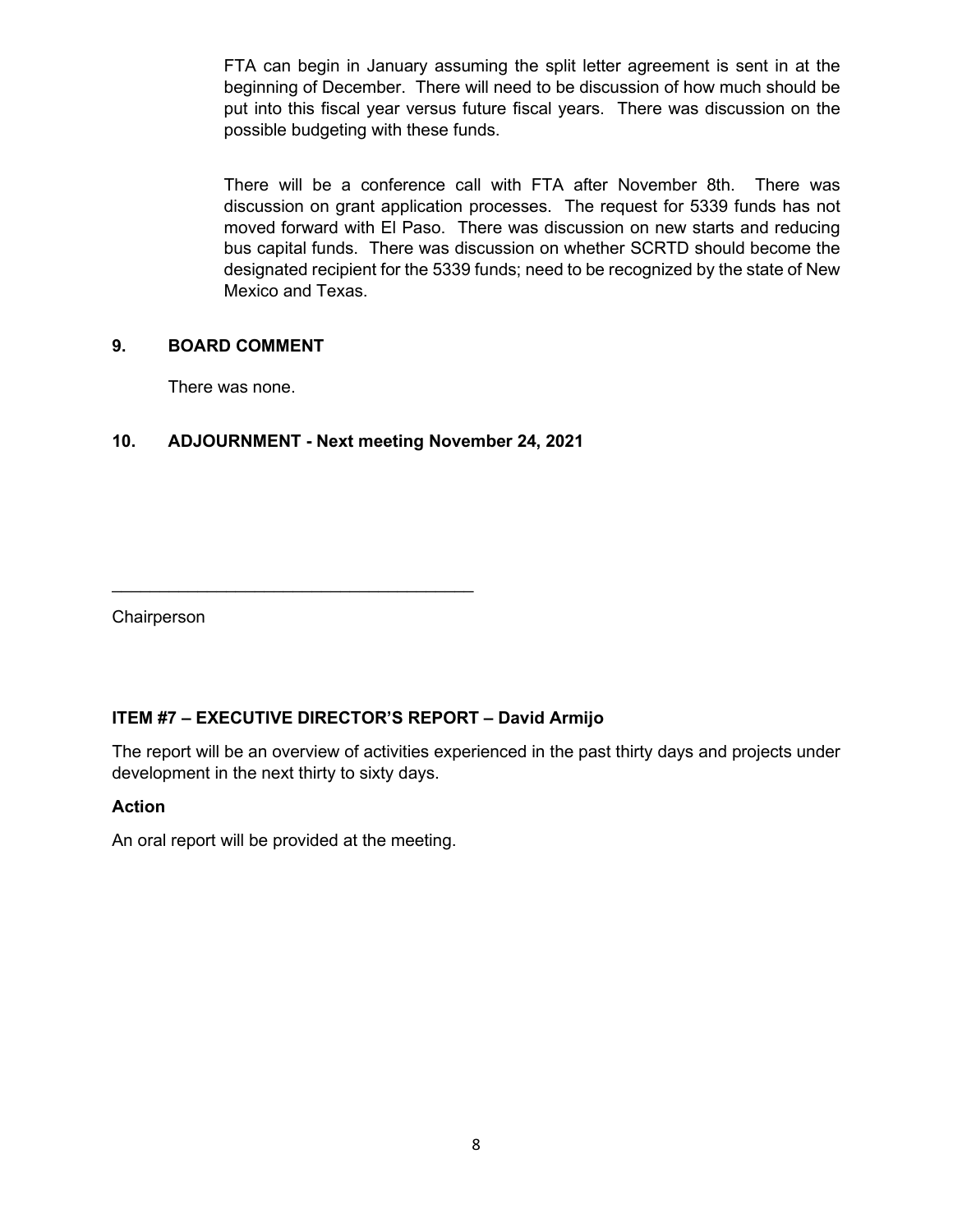FTA can begin in January assuming the split letter agreement is sent in at the beginning of December. There will need to be discussion of how much should be put into this fiscal year versus future fiscal years. There was discussion on the possible budgeting with these funds.

There will be a conference call with FTA after November 8th. There was discussion on grant application processes. The request for 5339 funds has not moved forward with El Paso. There was discussion on new starts and reducing bus capital funds. There was discussion on whether SCRTD should become the designated recipient for the 5339 funds; need to be recognized by the state of New Mexico and Texas.

**9. BOARD COMMENT**

There was none.

**10. ADJOURNMENT - Next meeting November 24, 2021**

\_\_\_\_\_\_\_\_\_\_\_\_\_\_\_\_\_\_\_\_\_\_\_\_\_\_\_\_\_\_\_\_\_\_\_\_\_\_

Chairperson

**ITEM #7 – EXECUTIVE DIRECTOR'S REPORT – David Armijo**

The report will be an overview of activities experienced in the past thirty days and projects under development in the next thirty to sixty days.

**Action**

An oral report will be provided at the meeting.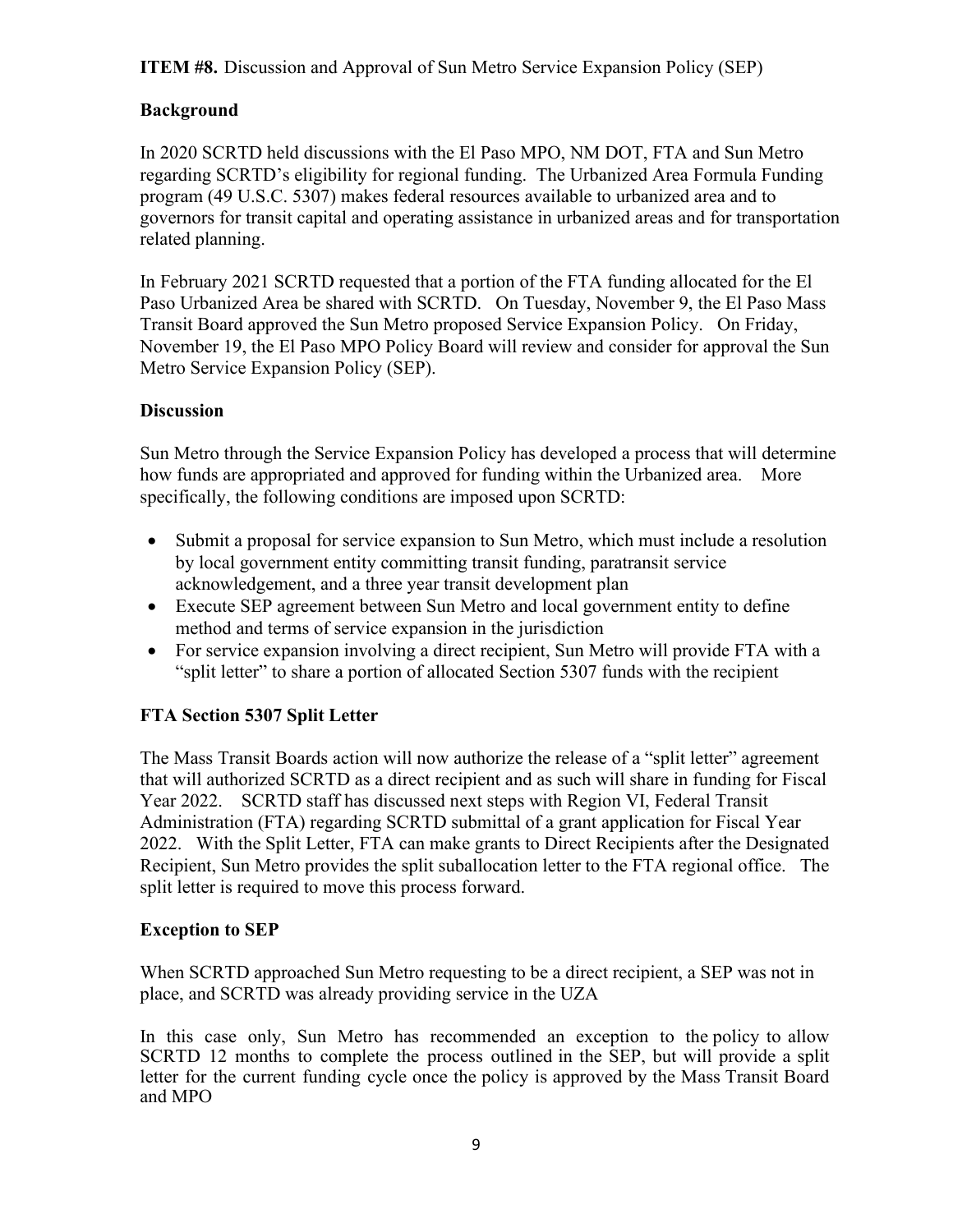**ITEM #8.** Discussion and Approval of Sun Metro Service Expansion Policy (SEP)

**Background**

In 2020 SCRTD held discussions with the El Paso MPO, NM DOT, FTA and Sun Metro regarding SCRTD's eligibility for regional funding. The Urbanized Area Formula Funding program (49 U.S.C. 5307) makes federal resources available to urbanized area and to governors for transit capital and operating assistance in urbanized areas and for transportation related planning.

In February 2021 SCRTD requested that a portion of the FTA funding allocated for the El Paso Urbanized Area be shared with SCRTD. On Tuesday, November 9, the El Paso Mass Transit Board approved the Sun Metro proposed Service Expansion Policy. On Friday, November 19, the El Paso MPO Policy Board will review and consider for approval the Sun Metro Service Expansion Policy (SEP).

**Discussion**

Sun Metro through the Service Expansion Policy has developed a process that will determine how funds are appropriated and approved for funding within the Urbanized area. More specifically, the following conditions are imposed upon SCRTD:

- Submit a proposal for service expansion to Sun Metro, which must include a resolution by local government entity committing transit funding, paratransit service acknowledgement, and a three year transit development plan
- Execute SEP agreement between Sun Metro and local government entity to define method and terms of service expansion in the jurisdiction
- For service expansion involving a direct recipient, Sun Metro will provide FTA with a "split letter" to share a portion of allocated Section 5307 funds with the recipient

**FTA Section 5307 Split Letter**

The Mass Transit Boards action will now authorize the release of a "split letter" agreement that will authorized SCRTD as a direct recipient and as such will share in funding for Fiscal Year 2022. SCRTD staff has discussed next steps with Region VI, Federal Transit Administration (FTA) regarding SCRTD submittal of a grant application for Fiscal Year 2022. With the Split Letter, FTA can make grants to Direct Recipients after the Designated Recipient, Sun Metro provides the split suballocation letter to the FTA regional office. The split letter is required to move this process forward.

**Exception to SEP**

When SCRTD approached Sun Metro requesting to be a direct recipient, a SEP was not in place, and SCRTD was already providing service in the UZA

In this case only, Sun Metro has recommended an exception to the policy to allow SCRTD 12 months to complete the process outlined in the SEP, but will provide a split letter for the current funding cycle once the policy is approved by the Mass Transit Board and MPO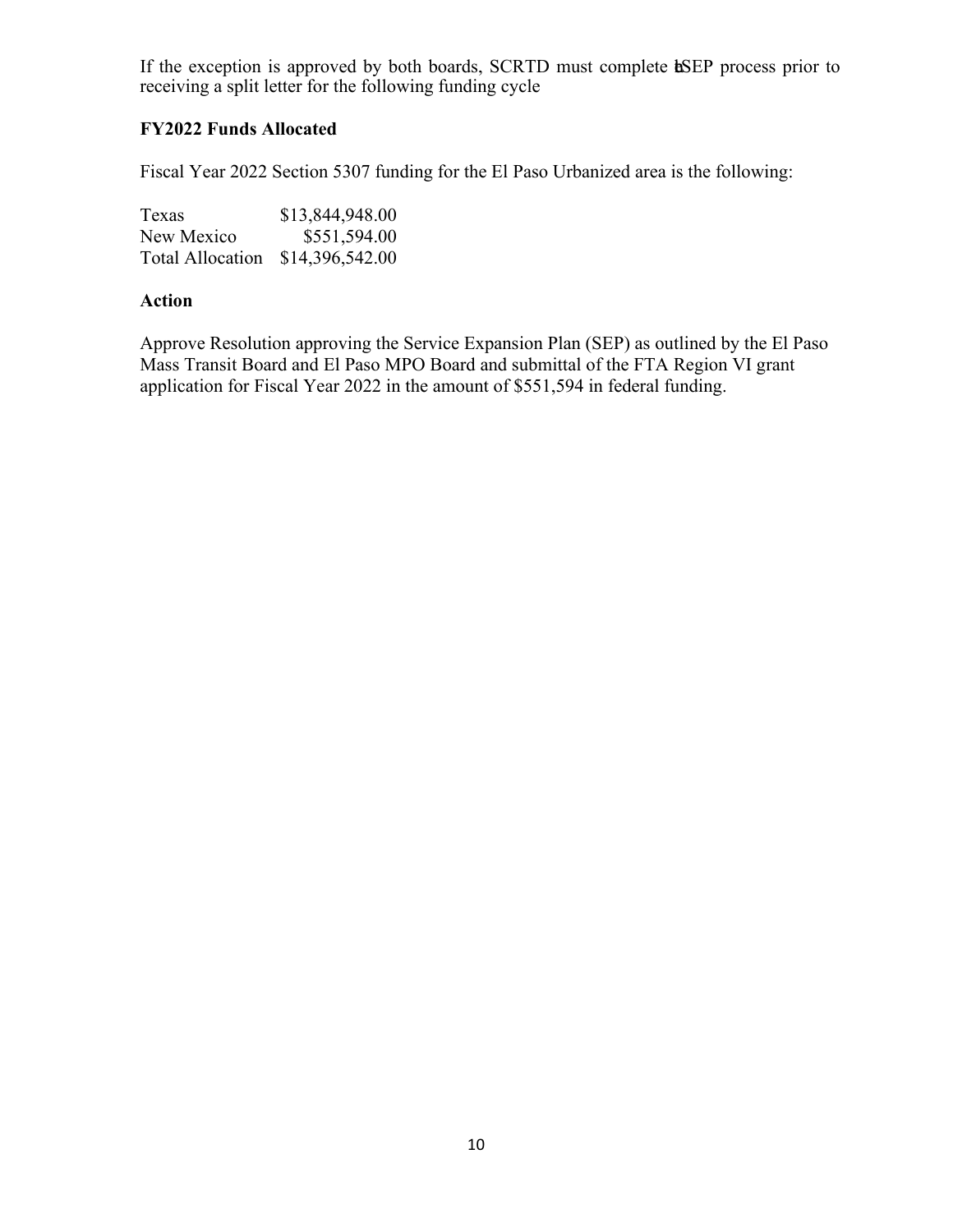If the exception is approved by both boards, SCRTD must complete the SEP process prior to receiving a split letter for the following funding cycle

**FY2022 Funds Allocated**

Fiscal Year 2022 Section 5307 funding for the El Paso Urbanized area is the following:

| | |
|---|---|
| Texas | $13,844,948.00 |
| New Mexico | $551,594.00 |
| Total Allocation | $14,396,542.00 |

**Action**

Approve Resolution approving the Service Expansion Plan (SEP) as outlined by the El Paso Mass Transit Board and El Paso MPO Board and submittal of the FTA Region VI grant application for Fiscal Year 2022 in the amount of $551,594 in federal funding.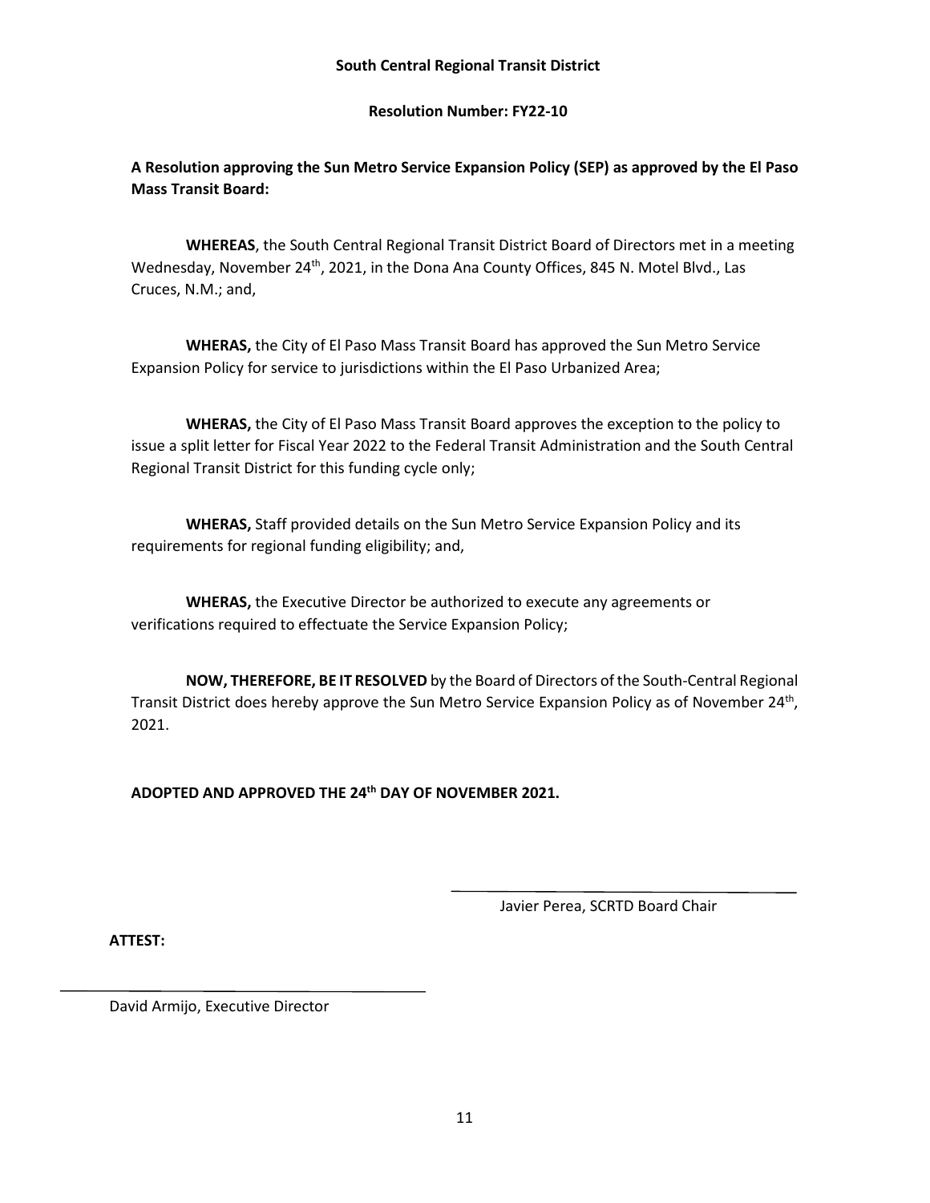**South Central Regional Transit District**

**Resolution Number: FY22-10**

**A Resolution approving the Sun Metro Service Expansion Policy (SEP) as approved by the El Paso Mass Transit Board:**

**WHEREAS**, the South Central Regional Transit District Board of Directors met in a meeting Wednesday, November 24th, 2021, in the Dona Ana County Offices, 845 N. Motel Blvd., Las Cruces, N.M.; and,

**WHERAS,** the City of El Paso Mass Transit Board has approved the Sun Metro Service Expansion Policy for service to jurisdictions within the El Paso Urbanized Area;

**WHERAS,** the City of El Paso Mass Transit Board approves the exception to the policy to issue a split letter for Fiscal Year 2022 to the Federal Transit Administration and the South Central Regional Transit District for this funding cycle only;

**WHERAS,** Staff provided details on the Sun Metro Service Expansion Policy and its requirements for regional funding eligibility; and,

**WHERAS,** the Executive Director be authorized to execute any agreements or verifications required to effectuate the Service Expansion Policy;

**NOW, THEREFORE, BE IT RESOLVED** by the Board of Directors of the South-Central Regional Transit District does hereby approve the Sun Metro Service Expansion Policy as of November 24th, 2021.

**ADOPTED AND APPROVED THE 24th DAY OF NOVEMBER 2021.**

\_\_\_\_\_\_\_\_\_\_\_\_\_\_\_\_\_\_\_\_\_\_\_\_\_\_\_\_\_\_\_\_\_\_\_\_

Javier Perea, SCRTD Board Chair

**ATTEST:**

\_\_\_\_\_\_\_\_\_\_\_\_\_\_\_\_\_\_\_\_\_\_\_\_\_\_\_\_\_\_\_\_\_\_\_\_

David Armijo, Executive Director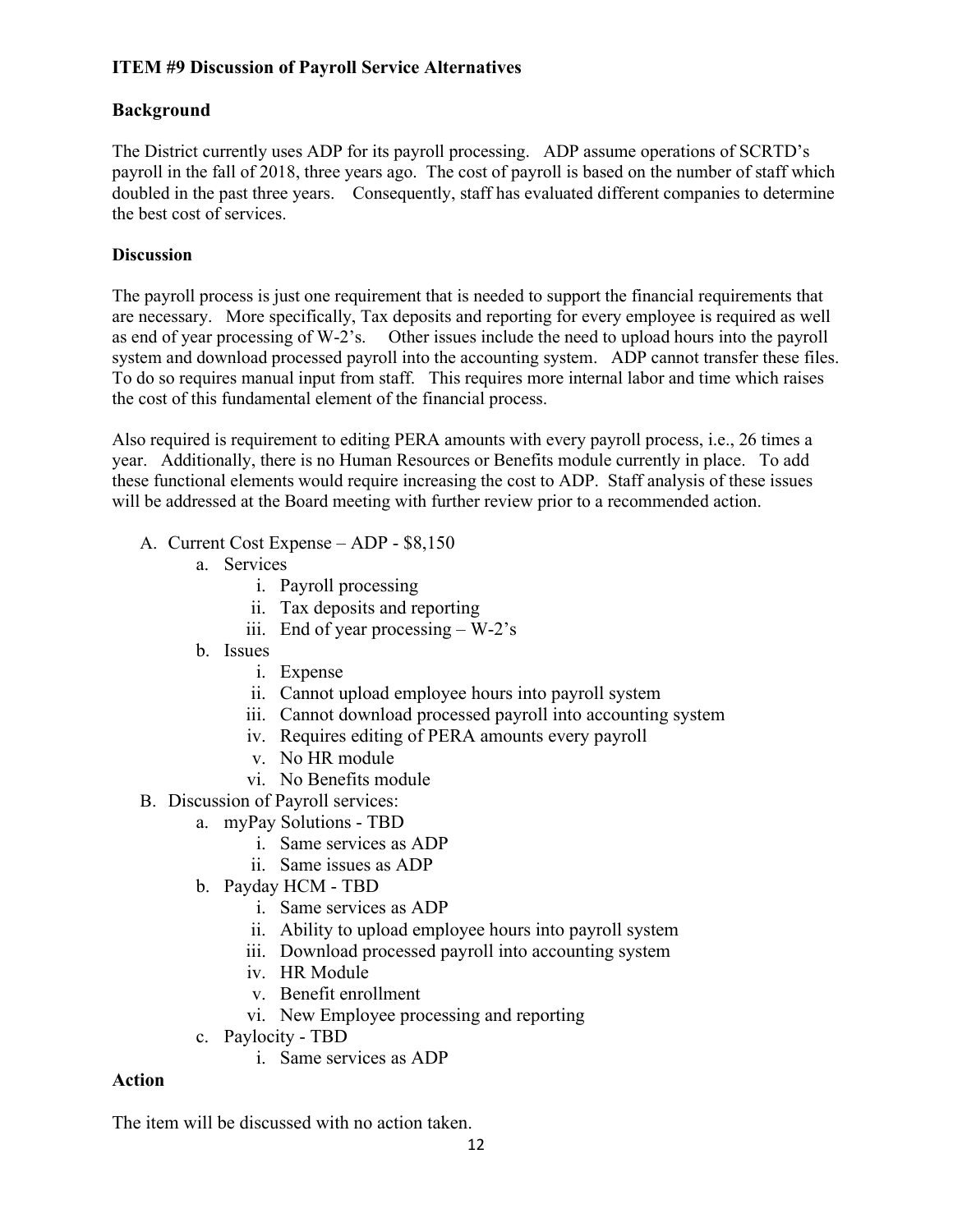**ITEM #9 Discussion of Payroll Service Alternatives**

**Background**

The District currently uses ADP for its payroll processing. ADP assume operations of SCRTD's payroll in the fall of 2018, three years ago. The cost of payroll is based on the number of staff which doubled in the past three years. Consequently, staff has evaluated different companies to determine the best cost of services.

**Discussion**

The payroll process is just one requirement that is needed to support the financial requirements that are necessary. More specifically, Tax deposits and reporting for every employee is required as well as end of year processing of W-2's. Other issues include the need to upload hours into the payroll system and download processed payroll into the accounting system. ADP cannot transfer these files. To do so requires manual input from staff. This requires more internal labor and time which raises the cost of this fundamental element of the financial process.

Also required is requirement to editing PERA amounts with every payroll process, i.e., 26 times a year. Additionally, there is no Human Resources or Benefits module currently in place. To add these functional elements would require increasing the cost to ADP. Staff analysis of these issues will be addressed at the Board meeting with further review prior to a recommended action.

A. Current Cost Expense – ADP - $8,150
   a. Services
      i. Payroll processing
      ii. Tax deposits and reporting
      iii. End of year processing – W-2's
   b. Issues
      i. Expense
      ii. Cannot upload employee hours into payroll system
      iii. Cannot download processed payroll into accounting system
      iv. Requires editing of PERA amounts every payroll
      v. No HR module
      vi. No Benefits module
B. Discussion of Payroll services:
   a. myPay Solutions - TBD
      i. Same services as ADP
      ii. Same issues as ADP
   b. Payday HCM - TBD
      i. Same services as ADP
      ii. Ability to upload employee hours into payroll system
      iii. Download processed payroll into accounting system
      iv. HR Module
      v. Benefit enrollment
      vi. New Employee processing and reporting
   c. Paylocity - TBD
      i. Same services as ADP

**Action**

The item will be discussed with no action taken.